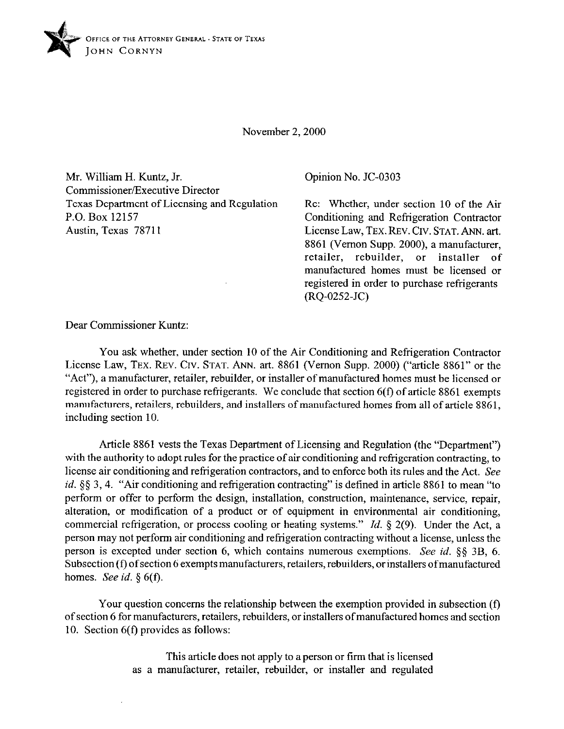OFFICE OF THE ATTORNEY GENERAL · STATE OF TEXAS
JOHN CORNYN

November 2, 2000

Mr. William H. Kuntz, Jr.
Commissioner/Executive Director
Texas Department of Licensing and Regulation
P.O. Box 12157
Austin, Texas 78711

Opinion No. JC-0303

Re: Whether, under section 10 of the Air Conditioning and Refrigeration Contractor License Law, TEX. REV. CIV. STAT. ANN. art. 8861 (Vernon Supp. 2000), a manufacturer, retailer, rebuilder, or installer of manufactured homes must be licensed or registered in order to purchase refrigerants (RQ-0252-JC)

Dear Commissioner Kuntz:

You ask whether, under section 10 of the Air Conditioning and Refrigeration Contractor License Law, TEX. REV. CIV. STAT. ANN. art. 8861 (Vernon Supp. 2000) ("article 8861" or the "Act"), a manufacturer, retailer, rebuilder, or installer of manufactured homes must be licensed or registered in order to purchase refrigerants. We conclude that section 6(f) of article 8861 exempts manufacturers, retailers, rebuilders, and installers of manufactured homes from all of article 8861, including section 10.

Article 8861 vests the Texas Department of Licensing and Regulation (the "Department") with the authority to adopt rules for the practice of air conditioning and refrigeration contracting, to license air conditioning and refrigeration contractors, and to enforce both its rules and the Act. *See id.* §§ 3, 4. "Air conditioning and refrigeration contracting" is defined in article 8861 to mean "to perform or offer to perform the design, installation, construction, maintenance, service, repair, alteration, or modification of a product or of equipment in environmental air conditioning, commercial refrigeration, or process cooling or heating systems." *Id.* § 2(9). Under the Act, a person may not perform air conditioning and refrigeration contracting without a license, unless the person is excepted under section 6, which contains numerous exemptions. *See id.* §§ 3B, 6. Subsection (f) of section 6 exempts manufacturers, retailers, rebuilders, or installers of manufactured homes. *See id.* § 6(f).

Your question concerns the relationship between the exemption provided in subsection (f) of section 6 for manufacturers, retailers, rebuilders, or installers of manufactured homes and section 10. Section 6(f) provides as follows:

> This article does not apply to a person or firm that is licensed as a manufacturer, retailer, rebuilder, or installer and regulated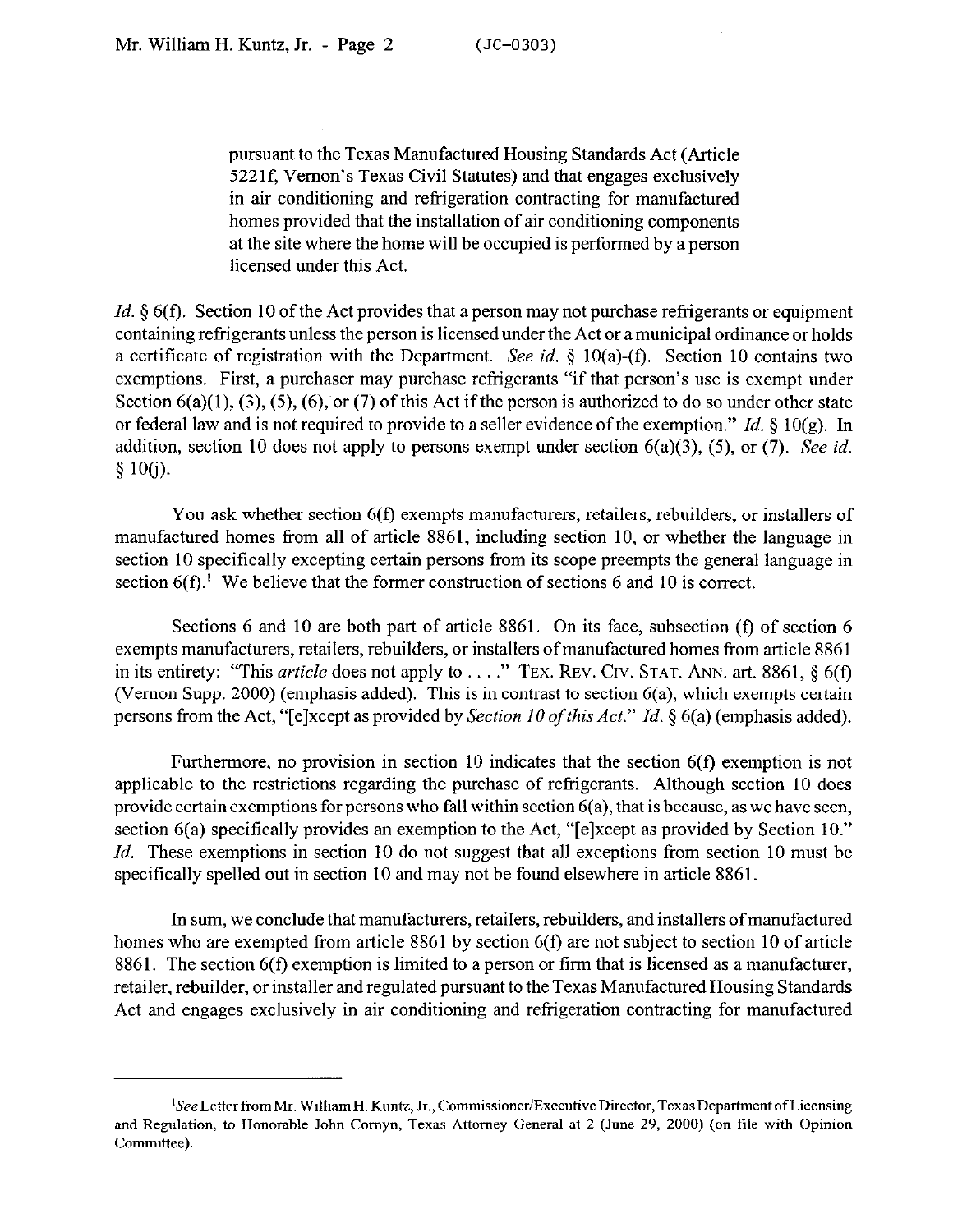> pursuant to the Texas Manufactured Housing Standards Act (Article 5221f, Vernon's Texas Civil Statutes) and that engages exclusively in air conditioning and refrigeration contracting for manufactured homes provided that the installation of air conditioning components at the site where the home will be occupied is performed by a person licensed under this Act.

*Id.* § 6(f). Section 10 of the Act provides that a person may not purchase refrigerants or equipment containing refrigerants unless the person is licensed under the Act or a municipal ordinance or holds a certificate of registration with the Department. *See id.* § 10(a)-(f). Section 10 contains two exemptions. First, a purchaser may purchase refrigerants "if that person's use is exempt under Section 6(a)(1), (3), (5), (6), or (7) of this Act if the person is authorized to do so under other state or federal law and is not required to provide to a seller evidence of the exemption." *Id.* § 10(g). In addition, section 10 does not apply to persons exempt under section 6(a)(3), (5), or (7). *See id.* § 10(j).

You ask whether section 6(f) exempts manufacturers, retailers, rebuilders, or installers of manufactured homes from all of article 8861, including section 10, or whether the language in section 10 specifically excepting certain persons from its scope preempts the general language in section 6(f).[1] We believe that the former construction of sections 6 and 10 is correct.

Sections 6 and 10 are both part of article 8861. On its face, subsection (f) of section 6 exempts manufacturers, retailers, rebuilders, or installers of manufactured homes from article 8861 in its entirety: "This *article* does not apply to . . . ." TEX. REV. CIV. STAT. ANN. art. 8861, § 6(f) (Vernon Supp. 2000) (emphasis added). This is in contrast to section 6(a), which exempts certain persons from the Act, "[e]xcept as provided by *Section 10 of this Act*." *Id.* § 6(a) (emphasis added).

Furthermore, no provision in section 10 indicates that the section 6(f) exemption is not applicable to the restrictions regarding the purchase of refrigerants. Although section 10 does provide certain exemptions for persons who fall within section 6(a), that is because, as we have seen, section 6(a) specifically provides an exemption to the Act, "[e]xcept as provided by Section 10." *Id.* These exemptions in section 10 do not suggest that all exceptions from section 10 must be specifically spelled out in section 10 and may not be found elsewhere in article 8861.

In sum, we conclude that manufacturers, retailers, rebuilders, and installers of manufactured homes who are exempted from article 8861 by section 6(f) are not subject to section 10 of article 8861. The section 6(f) exemption is limited to a person or firm that is licensed as a manufacturer, retailer, rebuilder, or installer and regulated pursuant to the Texas Manufactured Housing Standards Act and engages exclusively in air conditioning and refrigeration contracting for manufactured

---

[1] *See* Letter from Mr. William H. Kuntz, Jr., Commissioner/Executive Director, Texas Department of Licensing and Regulation, to Honorable John Cornyn, Texas Attorney General at 2 (June 29, 2000) (on file with Opinion Committee).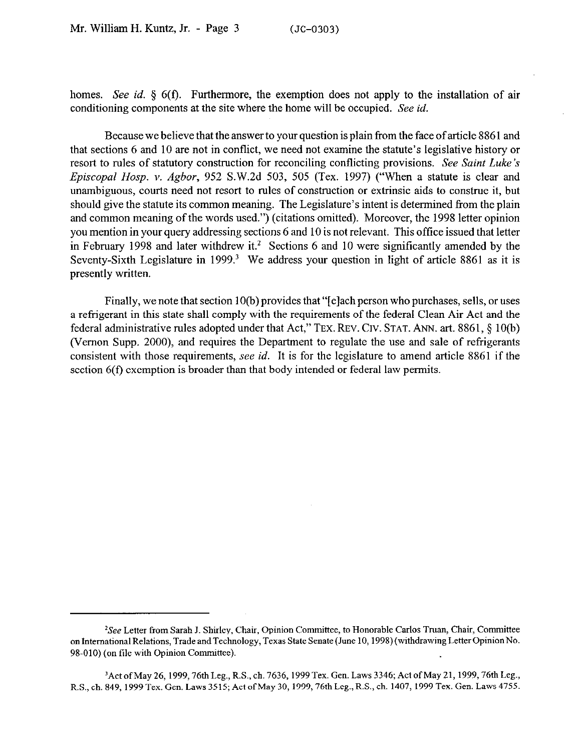homes. *See id.* § 6(f). Furthermore, the exemption does not apply to the installation of air conditioning components at the site where the home will be occupied. *See id.*

Because we believe that the answer to your question is plain from the face of article 8861 and that sections 6 and 10 are not in conflict, we need not examine the statute's legislative history or resort to rules of statutory construction for reconciling conflicting provisions. *See Saint Luke's Episcopal Hosp. v. Agbor*, 952 S.W.2d 503, 505 (Tex. 1997) ("When a statute is clear and unambiguous, courts need not resort to rules of construction or extrinsic aids to construe it, but should give the statute its common meaning. The Legislature's intent is determined from the plain and common meaning of the words used.") (citations omitted). Moreover, the 1998 letter opinion you mention in your query addressing sections 6 and 10 is not relevant. This office issued that letter in February 1998 and later withdrew it.[2] Sections 6 and 10 were significantly amended by the Seventy-Sixth Legislature in 1999.[3] We address your question in light of article 8861 as it is presently written.

Finally, we note that section 10(b) provides that "[e]ach person who purchases, sells, or uses a refrigerant in this state shall comply with the requirements of the federal Clean Air Act and the federal administrative rules adopted under that Act," TEX. REV. CIV. STAT. ANN. art. 8861, § 10(b) (Vernon Supp. 2000), and requires the Department to regulate the use and sale of refrigerants consistent with those requirements, *see id.* It is for the legislature to amend article 8861 if the section 6(f) exemption is broader than that body intended or federal law permits.

---

[2]*See* Letter from Sarah J. Shirley, Chair, Opinion Committee, to Honorable Carlos Truan, Chair, Committee on International Relations, Trade and Technology, Texas State Senate (June 10, 1998) (withdrawing Letter Opinion No. 98-010) (on file with Opinion Committee).

[3]Act of May 26, 1999, 76th Leg., R.S., ch. 7636, 1999 Tex. Gen. Laws 3346; Act of May 21, 1999, 76th Leg., R.S., ch. 849, 1999 Tex. Gen. Laws 3515; Act of May 30, 1999, 76th Leg., R.S., ch. 1407, 1999 Tex. Gen. Laws 4755.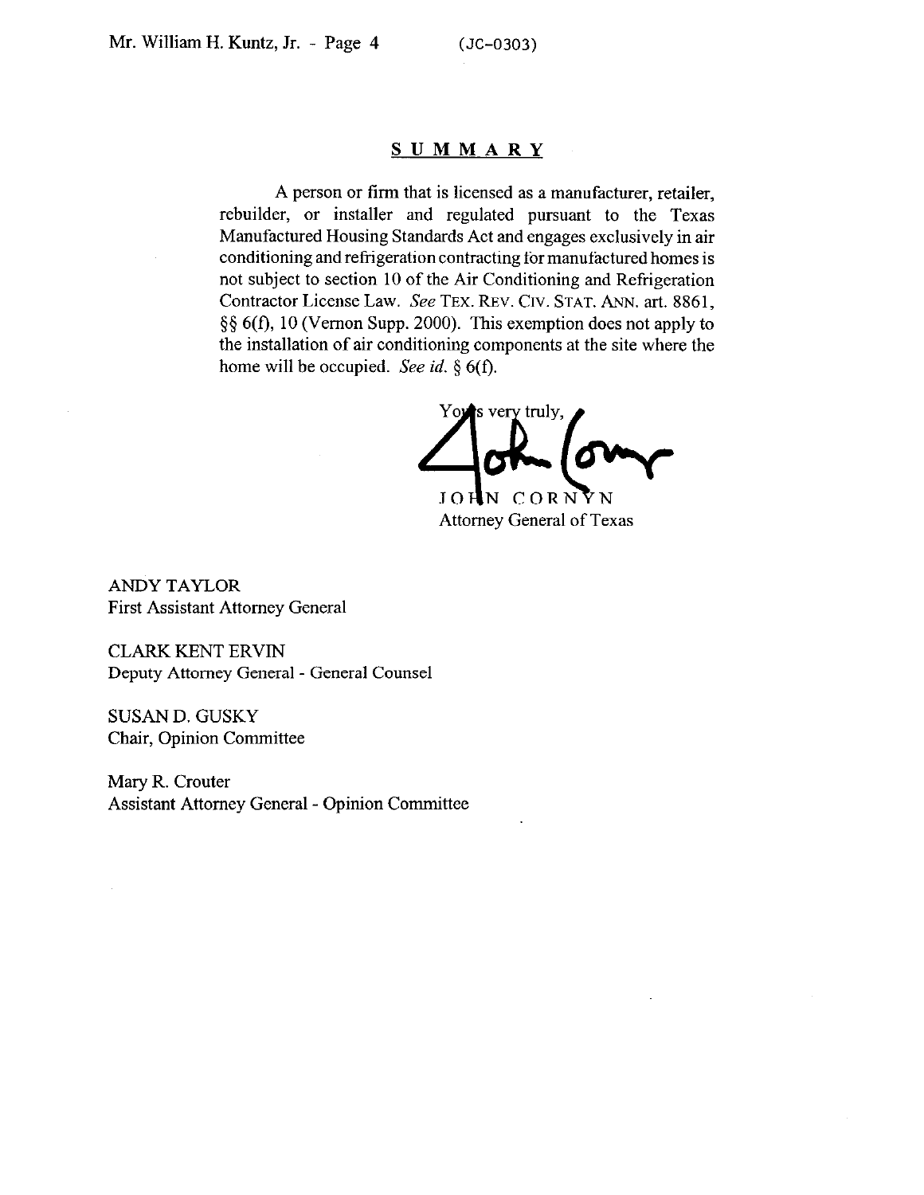## SUMMARY

A person or firm that is licensed as a manufacturer, retailer, rebuilder, or installer and regulated pursuant to the Texas Manufactured Housing Standards Act and engages exclusively in air conditioning and refrigeration contracting for manufactured homes is not subject to section 10 of the Air Conditioning and Refrigeration Contractor License Law. *See* TEX. REV. CIV. STAT. ANN. art. 8861, §§ 6(f), 10 (Vernon Supp. 2000). This exemption does not apply to the installation of air conditioning components at the site where the home will be occupied. *See id.* § 6(f).

Yours very truly,

JOHN CORNYN
Attorney General of Texas

ANDY TAYLOR
First Assistant Attorney General

CLARK KENT ERVIN
Deputy Attorney General - General Counsel

SUSAN D. GUSKY
Chair, Opinion Committee

Mary R. Crouter
Assistant Attorney General - Opinion Committee